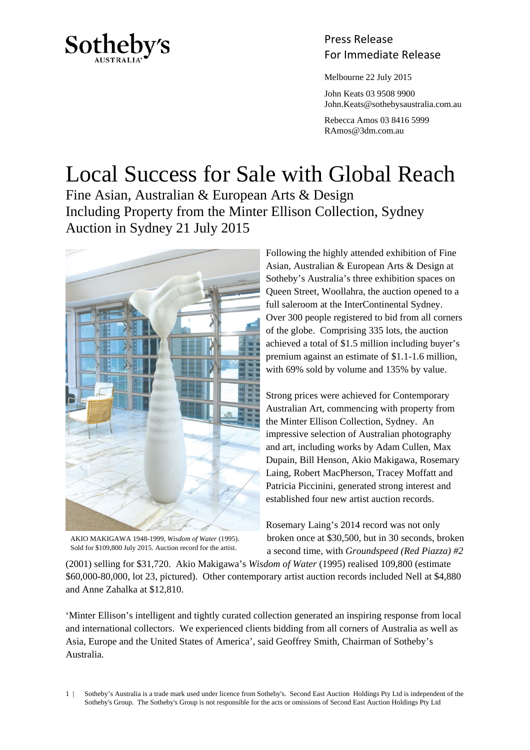Sotheby's
AUSTRALIA

Press Release
For Immediate Release

Melbourne 22 July 2015

John Keats 03 9508 9900
John.Keats@sothebysaustralia.com.au

Rebecca Amos 03 8416 5999
RAmos@3dm.com.au

# Local Success for Sale with Global Reach

## Fine Asian, Australian & European Arts & Design
## Including Property from the Minter Ellison Collection, Sydney
## Auction in Sydney 21 July 2015

AKIO MAKIGAWA 1948-1999, *Wisdom of Water* (1995). Sold for $109,800 July 2015. Auction record for the artist.

Following the highly attended exhibition of Fine Asian, Australian & European Arts & Design at Sotheby's Australia's three exhibition spaces on Queen Street, Woollahra, the auction opened to a full saleroom at the InterContinental Sydney. Over 300 people registered to bid from all corners of the globe. Comprising 335 lots, the auction achieved a total of $1.5 million including buyer's premium against an estimate of $1.1-1.6 million, with 69% sold by volume and 135% by value.

Strong prices were achieved for Contemporary Australian Art, commencing with property from the Minter Ellison Collection, Sydney. An impressive selection of Australian photography and art, including works by Adam Cullen, Max Dupain, Bill Henson, Akio Makigawa, Rosemary Laing, Robert MacPherson, Tracey Moffatt and Patricia Piccinini, generated strong interest and established four new artist auction records.

Rosemary Laing's 2014 record was not only broken once at $30,500, but in 30 seconds, broken a second time, with *Groundspeed (Red Piazza) #2* (2001) selling for $31,720. Akio Makigawa's *Wisdom of Water* (1995) realised 109,800 (estimate $60,000-80,000, lot 23, pictured). Other contemporary artist auction records included Nell at $4,880 and Anne Zahalka at $12,810.

'Minter Ellison's intelligent and tightly curated collection generated an inspiring response from local and international collectors. We experienced clients bidding from all corners of Australia as well as Asia, Europe and the United States of America', said Geoffrey Smith, Chairman of Sotheby's Australia.

Sotheby's Australia is a trade mark used under licence from Sotheby's. Second East Auction Holdings Pty Ltd is independent of the Sotheby's Group. The Sotheby's Group is not responsible for the acts or omissions of Second East Auction Holdings Pty Ltd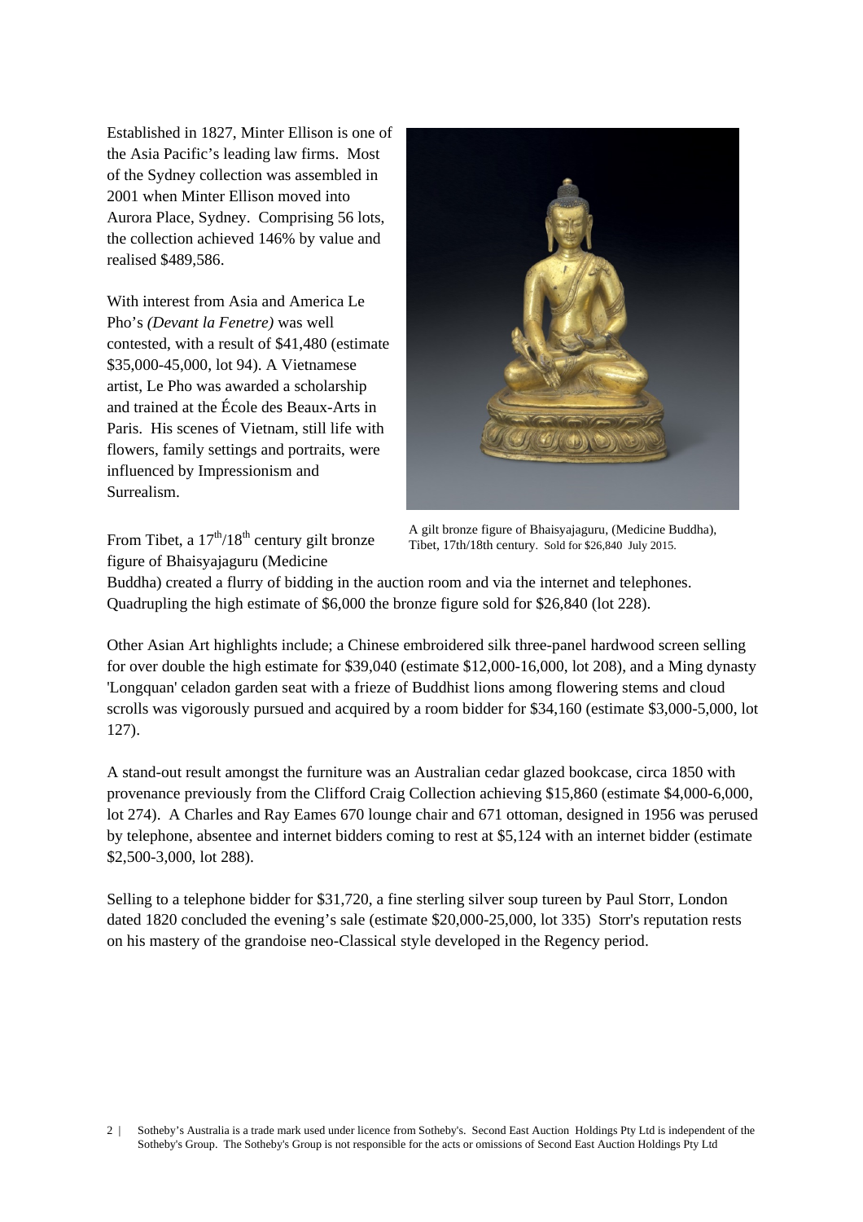Established in 1827, Minter Ellison is one of the Asia Pacific's leading law firms. Most of the Sydney collection was assembled in 2001 when Minter Ellison moved into Aurora Place, Sydney. Comprising 56 lots, the collection achieved 146% by value and realised $489,586.

With interest from Asia and America Le Pho's *(Devant la Fenetre)* was well contested, with a result of $41,480 (estimate $35,000-45,000, lot 94). A Vietnamese artist, Le Pho was awarded a scholarship and trained at the École des Beaux-Arts in Paris. His scenes of Vietnam, still life with flowers, family settings and portraits, were influenced by Impressionism and Surrealism.

A gilt bronze figure of Bhaisyajaguru, (Medicine Buddha), Tibet, 17th/18th century. Sold for $26,840 July 2015.

From Tibet, a 17th/18th century gilt bronze figure of Bhaisyajaguru (Medicine Buddha) created a flurry of bidding in the auction room and via the internet and telephones. Quadrupling the high estimate of $6,000 the bronze figure sold for $26,840 (lot 228).

Other Asian Art highlights include; a Chinese embroidered silk three-panel hardwood screen selling for over double the high estimate for $39,040 (estimate $12,000-16,000, lot 208), and a Ming dynasty 'Longquan' celadon garden seat with a frieze of Buddhist lions among flowering stems and cloud scrolls was vigorously pursued and acquired by a room bidder for $34,160 (estimate $3,000-5,000, lot 127).

A stand-out result amongst the furniture was an Australian cedar glazed bookcase, circa 1850 with provenance previously from the Clifford Craig Collection achieving $15,860 (estimate $4,000-6,000, lot 274). A Charles and Ray Eames 670 lounge chair and 671 ottoman, designed in 1956 was perused by telephone, absentee and internet bidders coming to rest at $5,124 with an internet bidder (estimate $2,500-3,000, lot 288).

Selling to a telephone bidder for $31,720, a fine sterling silver soup tureen by Paul Storr, London dated 1820 concluded the evening's sale (estimate $20,000-25,000, lot 335) Storr's reputation rests on his mastery of the grandoise neo-Classical style developed in the Regency period.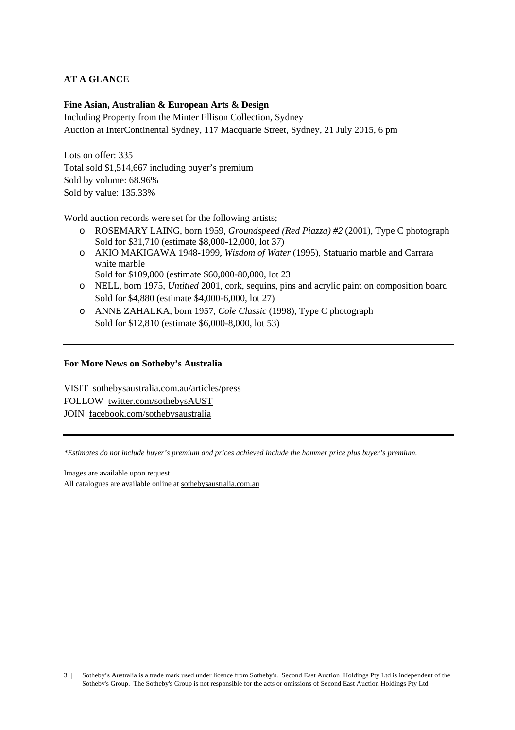**AT A GLANCE**

**Fine Asian, Australian & European Arts & Design**

Including Property from the Minter Ellison Collection, Sydney
Auction at InterContinental Sydney, 117 Macquarie Street, Sydney, 21 July 2015, 6 pm

Lots on offer: 335
Total sold $1,514,667 including buyer's premium
Sold by volume: 68.96%
Sold by value: 135.33%

World auction records were set for the following artists;

- ROSEMARY LAING, born 1959, *Groundspeed (Red Piazza) #2* (2001), Type C photograph
  Sold for $31,710 (estimate $8,000-12,000, lot 37)
- AKIO MAKIGAWA 1948-1999, *Wisdom of Water* (1995), Statuario marble and Carrara white marble
  Sold for $109,800 (estimate $60,000-80,000, lot 23
- NELL, born 1975, *Untitled* 2001, cork, sequins, pins and acrylic paint on composition board
  Sold for $4,880 (estimate $4,000-6,000, lot 27)
- ANNE ZAHALKA, born 1957, *Cole Classic* (1998), Type C photograph
  Sold for $12,810 (estimate $6,000-8,000, lot 53)

---

**For More News on Sotheby's Australia**

VISIT sothebysaustralia.com.au/articles/press
FOLLOW twitter.com/sothebysAUST
JOIN facebook.com/sothebysaustralia

---

*\*Estimates do not include buyer's premium and prices achieved include the hammer price plus buyer's premium.*

Images are available upon request
All catalogues are available online at sothebysaustralia.com.au

Sotheby's Australia is a trade mark used under licence from Sotheby's. Second East Auction Holdings Pty Ltd is independent of the Sotheby's Group. The Sotheby's Group is not responsible for the acts or omissions of Second East Auction Holdings Pty Ltd